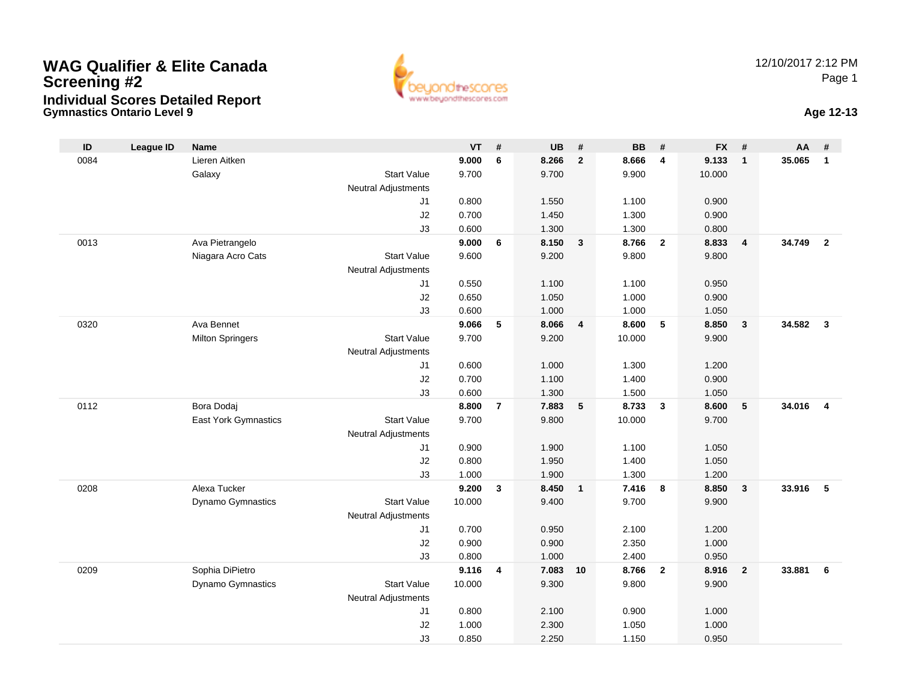# WAG Qualifier & Elite Canada Screening #2

## Individual Scores Detailed Report

### Gymnastics Ontario Level 9

12/10/2017 2:12 PM

Age 12-13

| ID | League ID | Name | | VT | # | UB | # | BB | # | FX | # | AA | # |
|---|---|---|---|---|---|---|---|---|---|---|---|---|---|
| 0084 | | Lieren Aitken | | **9.000** | **6** | **8.266** | **2** | **8.666** | **4** | **9.133** | **1** | **35.065** | **1** |
| | | Galaxy | Start Value | 9.700 | | 9.700 | | 9.900 | | 10.000 | | | |
| | | | Neutral Adjustments | | | | | | | | | | |
| | | | J1 | 0.800 | | 1.550 | | 1.100 | | 0.900 | | | |
| | | | J2 | 0.700 | | 1.450 | | 1.300 | | 0.900 | | | |
| | | | J3 | 0.600 | | 1.300 | | 1.300 | | 0.800 | | | |
| 0013 | | Ava Pietrangelo | | **9.000** | **6** | **8.150** | **3** | **8.766** | **2** | **8.833** | **4** | **34.749** | **2** |
| | | Niagara Acro Cats | Start Value | 9.600 | | 9.200 | | 9.800 | | 9.800 | | | |
| | | | Neutral Adjustments | | | | | | | | | | |
| | | | J1 | 0.550 | | 1.100 | | 1.100 | | 0.950 | | | |
| | | | J2 | 0.650 | | 1.050 | | 1.000 | | 0.900 | | | |
| | | | J3 | 0.600 | | 1.000 | | 1.000 | | 1.050 | | | |
| 0320 | | Ava Bennet | | **9.066** | **5** | **8.066** | **4** | **8.600** | **5** | **8.850** | **3** | **34.582** | **3** |
| | | Milton Springers | Start Value | 9.700 | | 9.200 | | 10.000 | | 9.900 | | | |
| | | | Neutral Adjustments | | | | | | | | | | |
| | | | J1 | 0.600 | | 1.000 | | 1.300 | | 1.200 | | | |
| | | | J2 | 0.700 | | 1.100 | | 1.400 | | 0.900 | | | |
| | | | J3 | 0.600 | | 1.300 | | 1.500 | | 1.050 | | | |
| 0112 | | Bora Dodaj | | **8.800** | **7** | **7.883** | **5** | **8.733** | **3** | **8.600** | **5** | **34.016** | **4** |
| | | East York Gymnastics | Start Value | 9.700 | | 9.800 | | 10.000 | | 9.700 | | | |
| | | | Neutral Adjustments | | | | | | | | | | |
| | | | J1 | 0.900 | | 1.900 | | 1.100 | | 1.050 | | | |
| | | | J2 | 0.800 | | 1.950 | | 1.400 | | 1.050 | | | |
| | | | J3 | 1.000 | | 1.900 | | 1.300 | | 1.200 | | | |
| 0208 | | Alexa Tucker | | **9.200** | **3** | **8.450** | **1** | **7.416** | **8** | **8.850** | **3** | **33.916** | **5** |
| | | Dynamo Gymnastics | Start Value | 10.000 | | 9.400 | | 9.700 | | 9.900 | | | |
| | | | Neutral Adjustments | | | | | | | | | | |
| | | | J1 | 0.700 | | 0.950 | | 2.100 | | 1.200 | | | |
| | | | J2 | 0.900 | | 0.900 | | 2.350 | | 1.000 | | | |
| | | | J3 | 0.800 | | 1.000 | | 2.400 | | 0.950 | | | |
| 0209 | | Sophia DiPietro | | **9.116** | **4** | **7.083** | **10** | **8.766** | **2** | **8.916** | **2** | **33.881** | **6** |
| | | Dynamo Gymnastics | Start Value | 10.000 | | 9.300 | | 9.800 | | 9.900 | | | |
| | | | Neutral Adjustments | | | | | | | | | | |
| | | | J1 | 0.800 | | 2.100 | | 0.900 | | 1.000 | | | |
| | | | J2 | 1.000 | | 2.300 | | 1.050 | | 1.000 | | | |
| | | | J3 | 0.850 | | 2.250 | | 1.150 | | 0.950 | | | |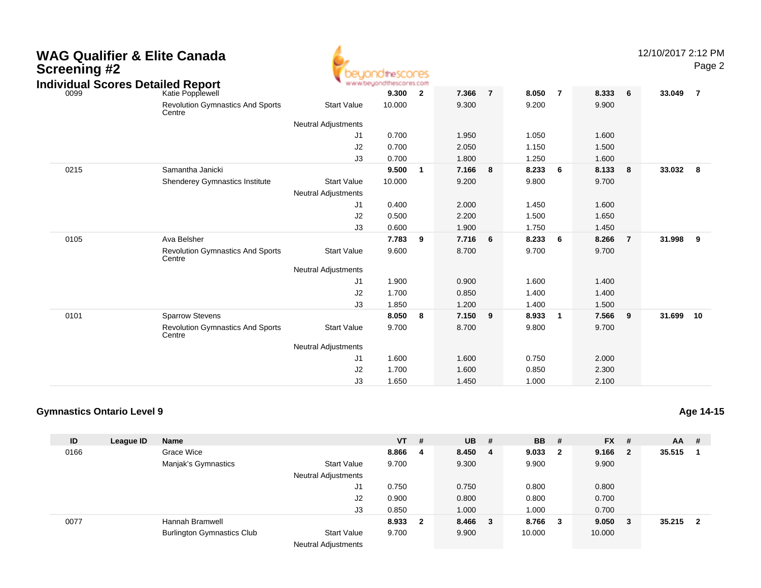| ID | League ID | Name | | VT | # | UB | # | BB | # | FX | # | AA | # |
|---|---|---|---|---|---|---|---|---|---|---|---|---|---|
| 0099 | | Katie Popplewell | | 9.300 | 2 | 7.366 | 7 | 8.050 | 7 | 8.333 | 6 | 33.049 | 7 |
| | | Revolution Gymnastics And Sports Centre | Start Value | 10.000 | | 9.300 | | 9.200 | | 9.900 | | | |
| | | | Neutral Adjustments | | | | | | | | | | |
| | | | J1 | 0.700 | | 1.950 | | 1.050 | | 1.600 | | | |
| | | | J2 | 0.700 | | 2.050 | | 1.150 | | 1.500 | | | |
| | | | J3 | 0.700 | | 1.800 | | 1.250 | | 1.600 | | | |
| 0215 | | Samantha Janicki | | 9.500 | 1 | 7.166 | 8 | 8.233 | 6 | 8.133 | 8 | 33.032 | 8 |
| | | Shenderey Gymnastics Institute | Start Value | 10.000 | | 9.200 | | 9.800 | | 9.700 | | | |
| | | | Neutral Adjustments | | | | | | | | | | |
| | | | J1 | 0.400 | | 2.000 | | 1.450 | | 1.600 | | | |
| | | | J2 | 0.500 | | 2.200 | | 1.500 | | 1.650 | | | |
| | | | J3 | 0.600 | | 1.900 | | 1.750 | | 1.450 | | | |
| 0105 | | Ava Belsher | | 7.783 | 9 | 7.716 | 6 | 8.233 | 6 | 8.266 | 7 | 31.998 | 9 |
| | | Revolution Gymnastics And Sports Centre | Start Value | 9.600 | | 8.700 | | 9.700 | | 9.700 | | | |
| | | | Neutral Adjustments | | | | | | | | | | |
| | | | J1 | 1.900 | | 0.900 | | 1.600 | | 1.400 | | | |
| | | | J2 | 1.700 | | 0.850 | | 1.400 | | 1.400 | | | |
| | | | J3 | 1.850 | | 1.200 | | 1.400 | | 1.500 | | | |
| 0101 | | Sparrow Stevens | | 8.050 | 8 | 7.150 | 9 | 8.933 | 1 | 7.566 | 9 | 31.699 | 10 |
| | | Revolution Gymnastics And Sports Centre | Start Value | 9.700 | | 8.700 | | 9.800 | | 9.700 | | | |
| | | | Neutral Adjustments | | | | | | | | | | |
| | | | J1 | 1.600 | | 1.600 | | 0.750 | | 2.000 | | | |
| | | | J2 | 1.700 | | 1.600 | | 0.850 | | 2.300 | | | |
| | | | J3 | 1.650 | | 1.450 | | 1.000 | | 2.100 | | | |

## Gymnastics Ontario Level 9

**Age 14-15**

| ID | League ID | Name | | VT | # | UB | # | BB | # | FX | # | AA | # |
|---|---|---|---|---|---|---|---|---|---|---|---|---|---|
| 0166 | | Grace Wice | | 8.866 | 4 | 8.450 | 4 | 9.033 | 2 | 9.166 | 2 | 35.515 | 1 |
| | | Manjak's Gymnastics | Start Value | 9.700 | | 9.300 | | 9.900 | | 9.900 | | | |
| | | | Neutral Adjustments | | | | | | | | | | |
| | | | J1 | 0.750 | | 0.750 | | 0.800 | | 0.800 | | | |
| | | | J2 | 0.900 | | 0.800 | | 0.800 | | 0.700 | | | |
| | | | J3 | 0.850 | | 1.000 | | 1.000 | | 0.700 | | | |
| 0077 | | Hannah Bramwell | | 8.933 | 2 | 8.466 | 3 | 8.766 | 3 | 9.050 | 3 | 35.215 | 2 |
| | | Burlington Gymnastics Club | Start Value | 9.700 | | 9.900 | | 10.000 | | 10.000 | | | |
| | | | Neutral Adjustments | | | | | | | | | | |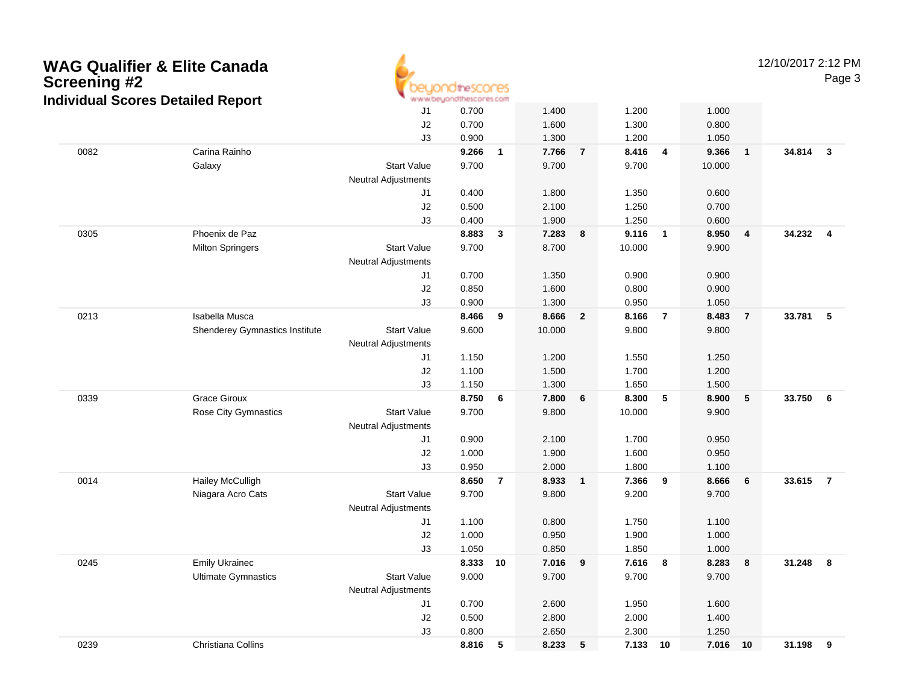# WAG Qualifier & Elite Canada Screening #2

## Individual Scores Detailed Report

| | | | | | | | | | | | | |
|---|---|---|---|---|---|---|---|---|---|---|---|---|
| | | J1 | 0.700 | | 1.400 | | 1.200 | | 1.000 | | | |
| | | J2 | 0.700 | | 1.600 | | 1.300 | | 0.800 | | | |
| | | J3 | 0.900 | | 1.300 | | 1.200 | | 1.050 | | | |
| 0082 | Carina Rainho | | **9.266** | **1** | **7.766** | **7** | **8.416** | **4** | **9.366** | **1** | **34.814** | **3** |
| | Galaxy | Start Value | 9.700 | | 9.700 | | 9.700 | | 10.000 | | | |
| | | Neutral Adjustments | | | | | | | | | | |
| | | J1 | 0.400 | | 1.800 | | 1.350 | | 0.600 | | | |
| | | J2 | 0.500 | | 2.100 | | 1.250 | | 0.700 | | | |
| | | J3 | 0.400 | | 1.900 | | 1.250 | | 0.600 | | | |
| 0305 | Phoenix de Paz | | **8.883** | **3** | **7.283** | **8** | **9.116** | **1** | **8.950** | **4** | **34.232** | **4** |
| | Milton Springers | Start Value | 9.700 | | 8.700 | | 10.000 | | 9.900 | | | |
| | | Neutral Adjustments | | | | | | | | | | |
| | | J1 | 0.700 | | 1.350 | | 0.900 | | 0.900 | | | |
| | | J2 | 0.850 | | 1.600 | | 0.800 | | 0.900 | | | |
| | | J3 | 0.900 | | 1.300 | | 0.950 | | 1.050 | | | |
| 0213 | Isabella Musca | | **8.466** | **9** | **8.666** | **2** | **8.166** | **7** | **8.483** | **7** | **33.781** | **5** |
| | Shenderey Gymnastics Institute | Start Value | 9.600 | | 10.000 | | 9.800 | | 9.800 | | | |
| | | Neutral Adjustments | | | | | | | | | | |
| | | J1 | 1.150 | | 1.200 | | 1.550 | | 1.250 | | | |
| | | J2 | 1.100 | | 1.500 | | 1.700 | | 1.200 | | | |
| | | J3 | 1.150 | | 1.300 | | 1.650 | | 1.500 | | | |
| 0339 | Grace Giroux | | **8.750** | **6** | **7.800** | **6** | **8.300** | **5** | **8.900** | **5** | **33.750** | **6** |
| | Rose City Gymnastics | Start Value | 9.700 | | 9.800 | | 10.000 | | 9.900 | | | |
| | | Neutral Adjustments | | | | | | | | | | |
| | | J1 | 0.900 | | 2.100 | | 1.700 | | 0.950 | | | |
| | | J2 | 1.000 | | 1.900 | | 1.600 | | 0.950 | | | |
| | | J3 | 0.950 | | 2.000 | | 1.800 | | 1.100 | | | |
| 0014 | Hailey McCulligh | | **8.650** | **7** | **8.933** | **1** | **7.366** | **9** | **8.666** | **6** | **33.615** | **7** |
| | Niagara Acro Cats | Start Value | 9.700 | | 9.800 | | 9.200 | | 9.700 | | | |
| | | Neutral Adjustments | | | | | | | | | | |
| | | J1 | 1.100 | | 0.800 | | 1.750 | | 1.100 | | | |
| | | J2 | 1.000 | | 0.950 | | 1.900 | | 1.000 | | | |
| | | J3 | 1.050 | | 0.850 | | 1.850 | | 1.000 | | | |
| 0245 | Emily Ukrainec | | **8.333** | **10** | **7.016** | **9** | **7.616** | **8** | **8.283** | **8** | **31.248** | **8** |
| | Ultimate Gymnastics | Start Value | 9.000 | | 9.700 | | 9.700 | | 9.700 | | | |
| | | Neutral Adjustments | | | | | | | | | | |
| | | J1 | 0.700 | | 2.600 | | 1.950 | | 1.600 | | | |
| | | J2 | 0.500 | | 2.800 | | 2.000 | | 1.400 | | | |
| | | J3 | 0.800 | | 2.650 | | 2.300 | | 1.250 | | | |
| 0239 | Christiana Collins | | **8.816** | **5** | **8.233** | **5** | **7.133** | **10** | **7.016** | **10** | **31.198** | **9** |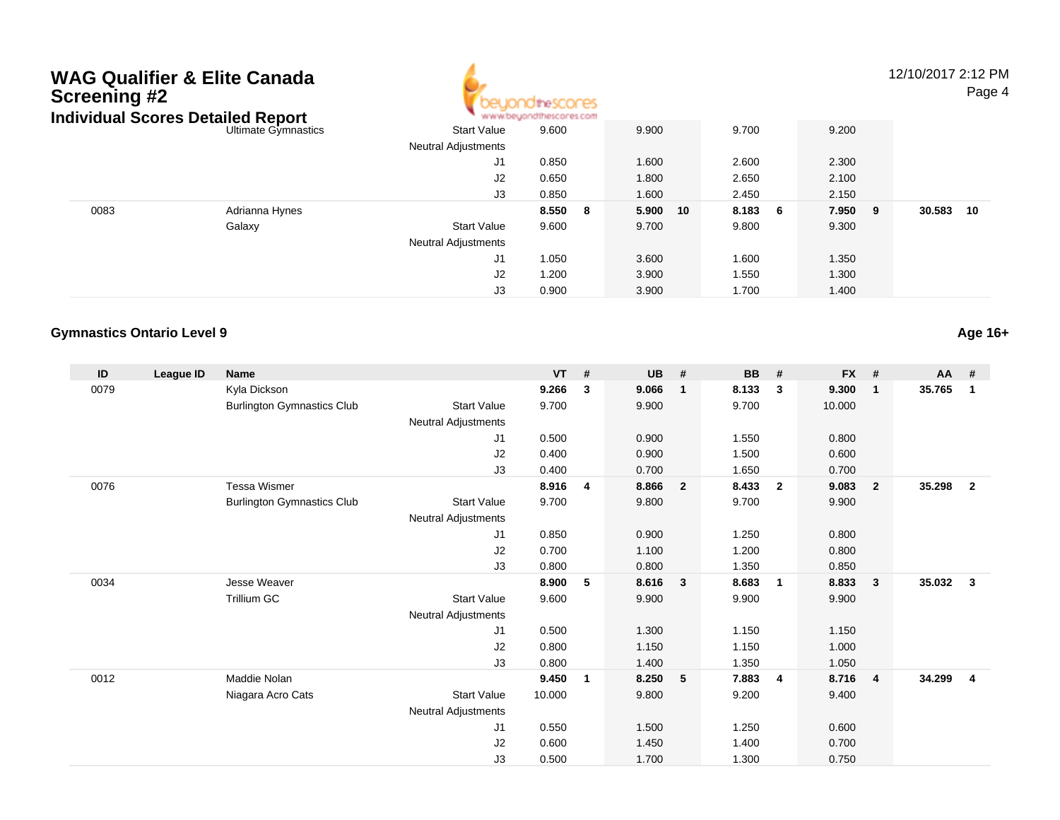# WAG Qualifier & Elite Canada Screening #2

## Individual Scores Detailed Report

| ID | League ID | Name | | VT | # | UB | # | BB | # | FX | # | AA | # |
|---|---|---|---|---|---|---|---|---|---|---|---|---|---|
| | | Ultimate Gymnastics | Start Value | 9.600 | | 9.900 | | 9.700 | | 9.200 | | | |
| | | | Neutral Adjustments | | | | | | | | | | |
| | | | J1 | 0.850 | | 1.600 | | 2.600 | | 2.300 | | | |
| | | | J2 | 0.650 | | 1.800 | | 2.650 | | 2.100 | | | |
| | | | J3 | 0.850 | | 1.600 | | 2.450 | | 2.150 | | | |
| 0083 | | Adrianna Hynes | | **8.550** | **8** | **5.900** | **10** | **8.183** | **6** | **7.950** | **9** | **30.583** | **10** |
| | | Galaxy | Start Value | 9.600 | | 9.700 | | 9.800 | | 9.300 | | | |
| | | | Neutral Adjustments | | | | | | | | | | |
| | | | J1 | 1.050 | | 3.600 | | 1.600 | | 1.350 | | | |
| | | | J2 | 1.200 | | 3.900 | | 1.550 | | 1.300 | | | |
| | | | J3 | 0.900 | | 3.900 | | 1.700 | | 1.400 | | | |

### Gymnastics Ontario Level 9

**Age 16+**

| ID | League ID | Name | | VT | # | UB | # | BB | # | FX | # | AA | # |
|---|---|---|---|---|---|---|---|---|---|---|---|---|---|
| 0079 | | Kyla Dickson | | **9.266** | **3** | **9.066** | **1** | **8.133** | **3** | **9.300** | **1** | **35.765** | **1** |
| | | Burlington Gymnastics Club | Start Value | 9.700 | | 9.900 | | 9.700 | | 10.000 | | | |
| | | | Neutral Adjustments | | | | | | | | | | |
| | | | J1 | 0.500 | | 0.900 | | 1.550 | | 0.800 | | | |
| | | | J2 | 0.400 | | 0.900 | | 1.500 | | 0.600 | | | |
| | | | J3 | 0.400 | | 0.700 | | 1.650 | | 0.700 | | | |
| 0076 | | Tessa Wismer | | **8.916** | **4** | **8.866** | **2** | **8.433** | **2** | **9.083** | **2** | **35.298** | **2** |
| | | Burlington Gymnastics Club | Start Value | 9.700 | | 9.800 | | 9.700 | | 9.900 | | | |
| | | | Neutral Adjustments | | | | | | | | | | |
| | | | J1 | 0.850 | | 0.900 | | 1.250 | | 0.800 | | | |
| | | | J2 | 0.700 | | 1.100 | | 1.200 | | 0.800 | | | |
| | | | J3 | 0.800 | | 0.800 | | 1.350 | | 0.850 | | | |
| 0034 | | Jesse Weaver | | **8.900** | **5** | **8.616** | **3** | **8.683** | **1** | **8.833** | **3** | **35.032** | **3** |
| | | Trillium GC | Start Value | 9.600 | | 9.900 | | 9.900 | | 9.900 | | | |
| | | | Neutral Adjustments | | | | | | | | | | |
| | | | J1 | 0.500 | | 1.300 | | 1.150 | | 1.150 | | | |
| | | | J2 | 0.800 | | 1.150 | | 1.150 | | 1.000 | | | |
| | | | J3 | 0.800 | | 1.400 | | 1.350 | | 1.050 | | | |
| 0012 | | Maddie Nolan | | **9.450** | **1** | **8.250** | **5** | **7.883** | **4** | **8.716** | **4** | **34.299** | **4** |
| | | Niagara Acro Cats | Start Value | 10.000 | | 9.800 | | 9.200 | | 9.400 | | | |
| | | | Neutral Adjustments | | | | | | | | | | |
| | | | J1 | 0.550 | | 1.500 | | 1.250 | | 0.600 | | | |
| | | | J2 | 0.600 | | 1.450 | | 1.400 | | 0.700 | | | |
| | | | J3 | 0.500 | | 1.700 | | 1.300 | | 0.750 | | | |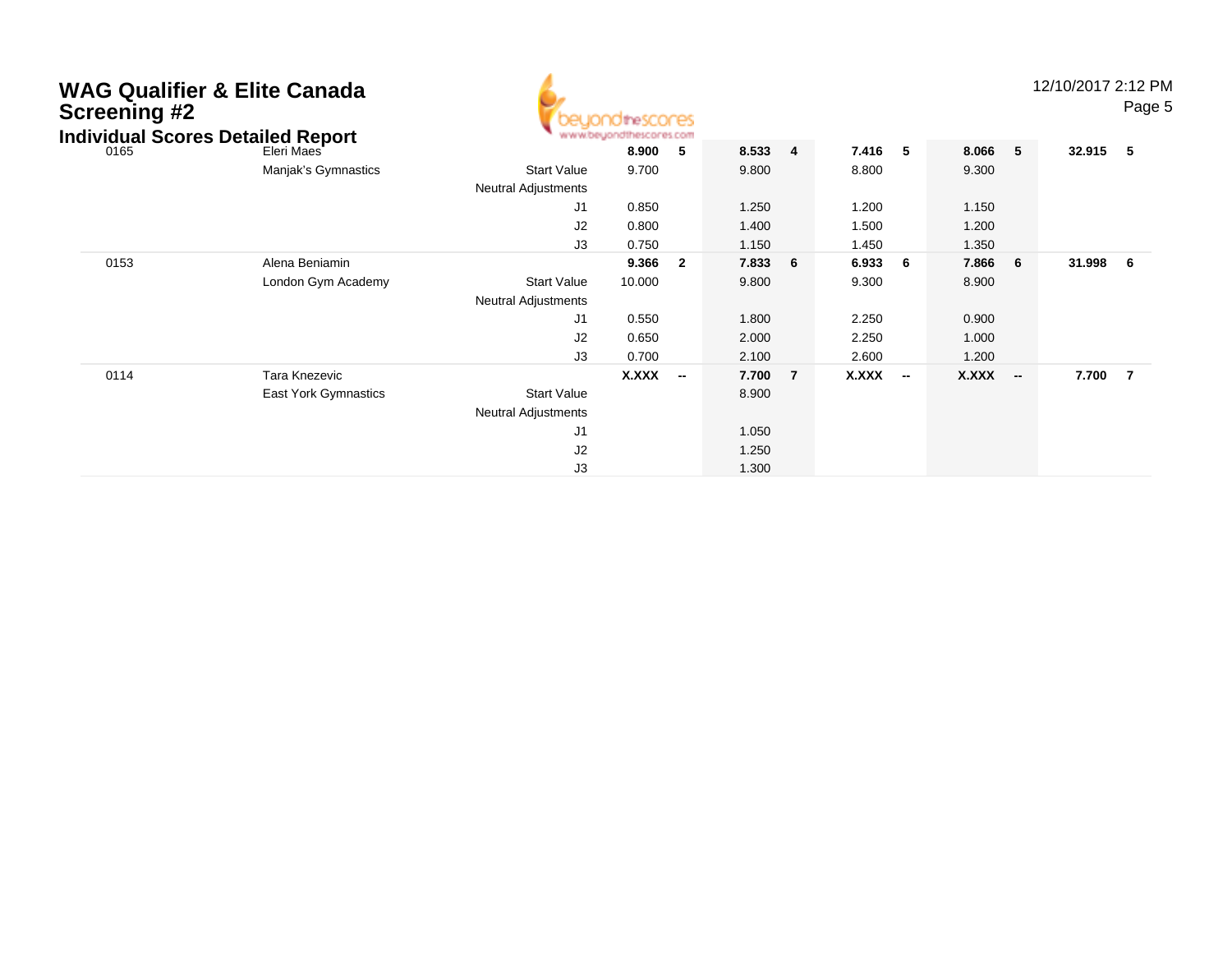# WAG Qualifier & Elite Canada Screening #2

## Individual Scores Detailed Report

| | | | | | | | | | | | | |
|---|---|---|---|---|---|---|---|---|---|---|---|---|
| 0165 | Eleri Maes | | 8.900 | 5 | 8.533 | 4 | 7.416 | 5 | 8.066 | 5 | 32.915 | 5 |
| | Manjak's Gymnastics | Start Value | 9.700 | | 9.800 | | 8.800 | | 9.300 | | | |
| | | Neutral Adjustments | | | | | | | | | | |
| | | J1 | 0.850 | | 1.250 | | 1.200 | | 1.150 | | | |
| | | J2 | 0.800 | | 1.400 | | 1.500 | | 1.200 | | | |
| | | J3 | 0.750 | | 1.150 | | 1.450 | | 1.350 | | | |
| 0153 | Alena Beniamin | | 9.366 | 2 | 7.833 | 6 | 6.933 | 6 | 7.866 | 6 | 31.998 | 6 |
| | London Gym Academy | Start Value | 10.000 | | 9.800 | | 9.300 | | 8.900 | | | |
| | | Neutral Adjustments | | | | | | | | | | |
| | | J1 | 0.550 | | 1.800 | | 2.250 | | 0.900 | | | |
| | | J2 | 0.650 | | 2.000 | | 2.250 | | 1.000 | | | |
| | | J3 | 0.700 | | 2.100 | | 2.600 | | 1.200 | | | |
| 0114 | Tara Knezevic | | X.XXX | -- | 7.700 | 7 | X.XXX | -- | X.XXX | -- | 7.700 | 7 |
| | East York Gymnastics | Start Value | | | 8.900 | | | | | | | |
| | | Neutral Adjustments | | | | | | | | | | |
| | | J1 | | | 1.050 | | | | | | | |
| | | J2 | | | 1.250 | | | | | | | |
| | | J3 | | | 1.300 | | | | | | | |